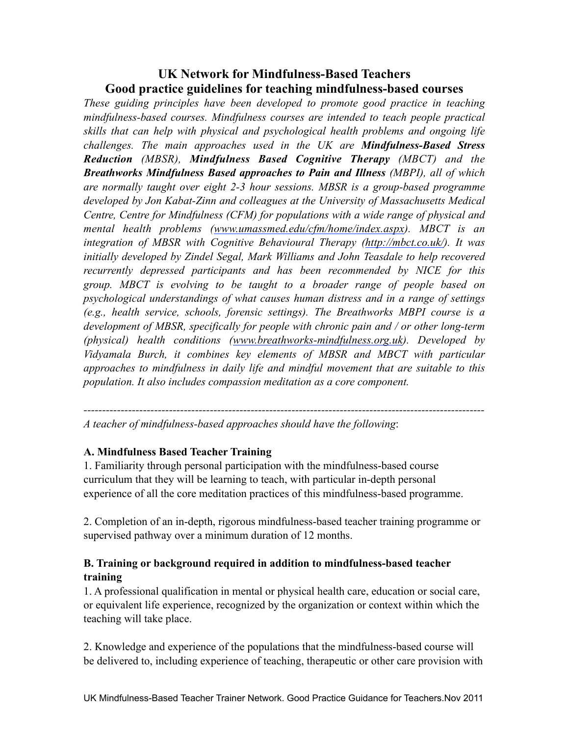# UK Network for Mindfulness-Based Teachers
## Good practice guidelines for teaching mindfulness-based courses

*These guiding principles have been developed to promote good practice in teaching mindfulness-based courses. Mindfulness courses are intended to teach people practical skills that can help with physical and psychological health problems and ongoing life challenges. The main approaches used in the UK are **Mindfulness-Based Stress Reduction** (MBSR), **Mindfulness Based Cognitive Therapy** (MBCT) and the **Breathworks Mindfulness Based approaches to Pain and Illness** (MBPI), all of which are normally taught over eight 2-3 hour sessions. MBSR is a group-based programme developed by Jon Kabat-Zinn and colleagues at the University of Massachusetts Medical Centre, Centre for Mindfulness (CFM) for populations with a wide range of physical and mental health problems (www.umassmed.edu/cfm/home/index.aspx). MBCT is an integration of MBSR with Cognitive Behavioural Therapy (http://mbct.co.uk/). It was initially developed by Zindel Segal, Mark Williams and John Teasdale to help recovered recurrently depressed participants and has been recommended by NICE for this group. MBCT is evolving to be taught to a broader range of people based on psychological understandings of what causes human distress and in a range of settings (e.g., health service, schools, forensic settings). The Breathworks MBPI course is a development of MBSR, specifically for people with chronic pain and / or other long-term (physical) health conditions (www.breathworks-mindfulness.org.uk). Developed by Vidyamala Burch, it combines key elements of MBSR and MBCT with particular approaches to mindfulness in daily life and mindful movement that are suitable to this population. It also includes compassion meditation as a core component.*

---

*A teacher of mindfulness-based approaches should have the following*:

**A. Mindfulness Based Teacher Training**

1. Familiarity through personal participation with the mindfulness-based course curriculum that they will be learning to teach, with particular in-depth personal experience of all the core meditation practices of this mindfulness-based programme.

2. Completion of an in-depth, rigorous mindfulness-based teacher training programme or supervised pathway over a minimum duration of 12 months.

**B. Training or background required in addition to mindfulness-based teacher training**

1. A professional qualification in mental or physical health care, education or social care, or equivalent life experience, recognized by the organization or context within which the teaching will take place.

2. Knowledge and experience of the populations that the mindfulness-based course will be delivered to, including experience of teaching, therapeutic or other care provision with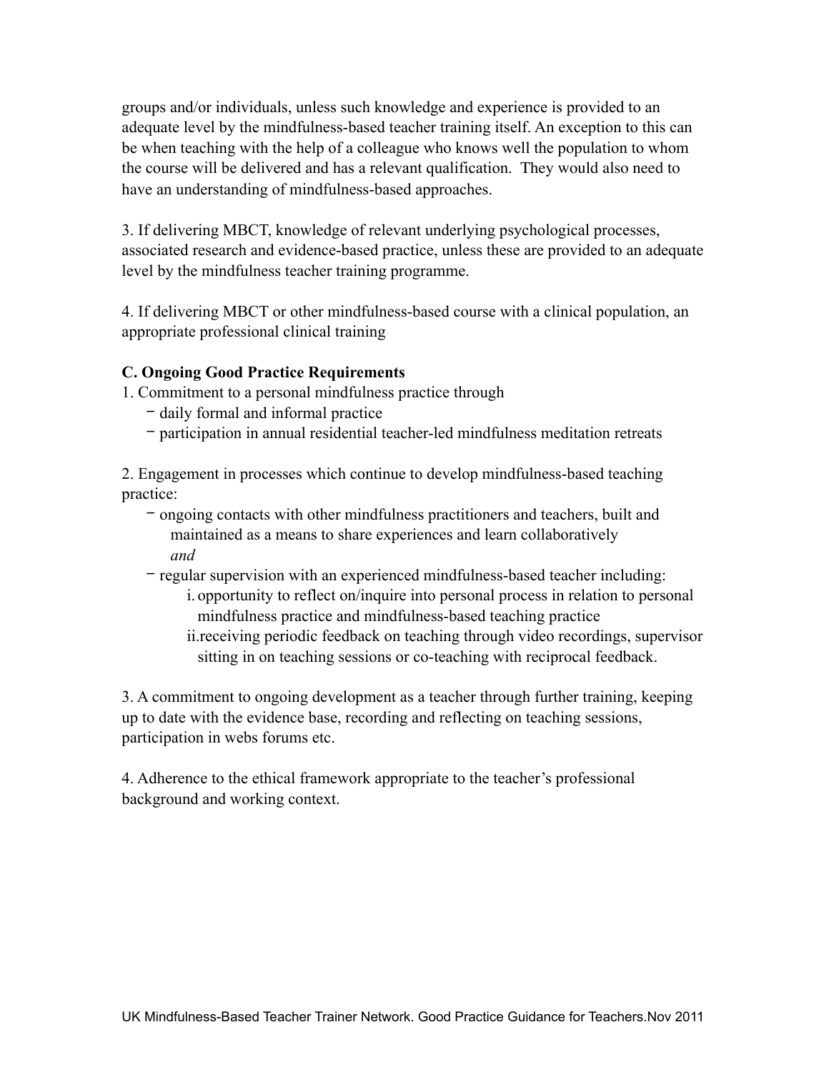groups and/or individuals, unless such knowledge and experience is provided to an adequate level by the mindfulness-based teacher training itself. An exception to this can be when teaching with the help of a colleague who knows well the population to whom the course will be delivered and has a relevant qualification. They would also need to have an understanding of mindfulness-based approaches.

3. If delivering MBCT, knowledge of relevant underlying psychological processes, associated research and evidence-based practice, unless these are provided to an adequate level by the mindfulness teacher training programme.

4. If delivering MBCT or other mindfulness-based course with a clinical population, an appropriate professional clinical training

**C. Ongoing Good Practice Requirements**

1. Commitment to a personal mindfulness practice through
   - daily formal and informal practice
   - participation in annual residential teacher-led mindfulness meditation retreats

2. Engagement in processes which continue to develop mindfulness-based teaching practice:
   - ongoing contacts with other mindfulness practitioners and teachers, built and maintained as a means to share experiences and learn collaboratively
     *and*
   - regular supervision with an experienced mindfulness-based teacher including:
     i. opportunity to reflect on/inquire into personal process in relation to personal mindfulness practice and mindfulness-based teaching practice
     ii. receiving periodic feedback on teaching through video recordings, supervisor sitting in on teaching sessions or co-teaching with reciprocal feedback.

3. A commitment to ongoing development as a teacher through further training, keeping up to date with the evidence base, recording and reflecting on teaching sessions, participation in webs forums etc.

4. Adherence to the ethical framework appropriate to the teacher's professional background and working context.